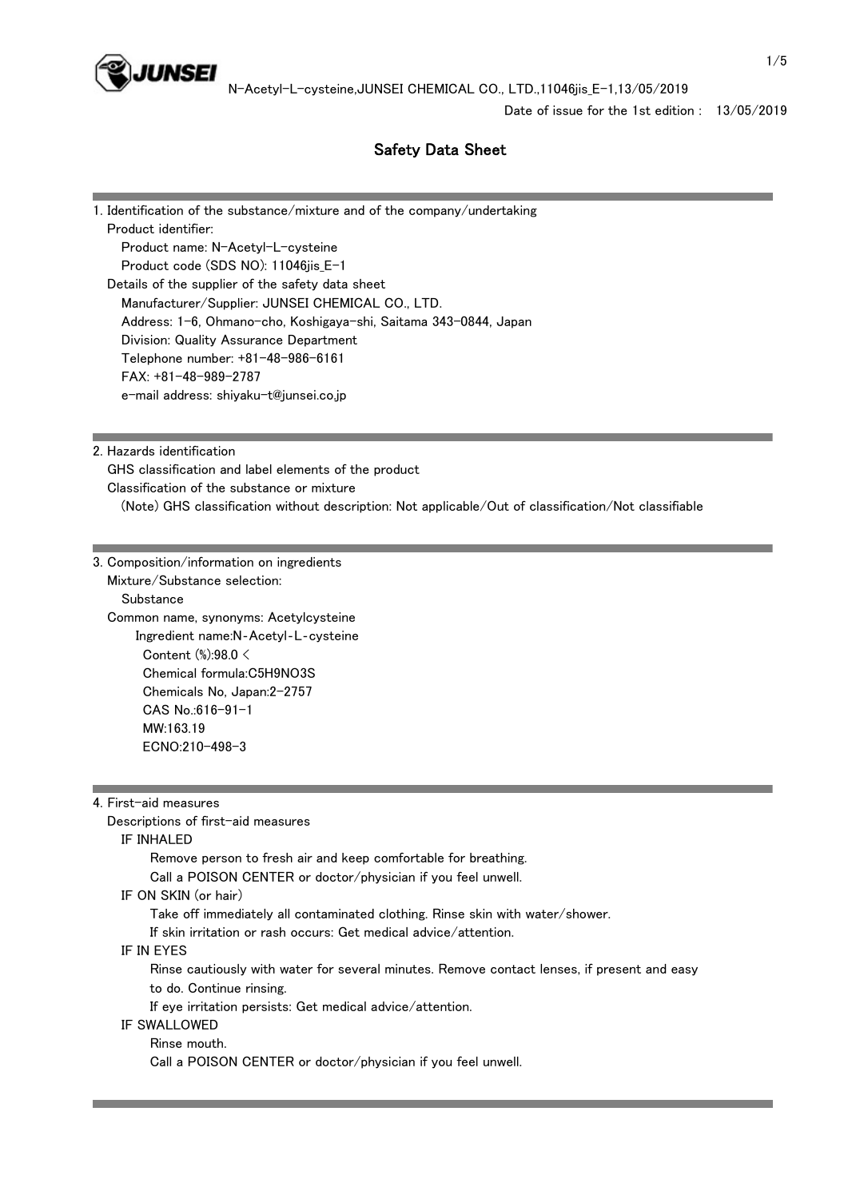# Safety Data Sheet

Date of issue for the 1st edition : 13/05/2019

## 1. Identification of the substance/mixture and of the company/undertaking

Product identifier:

- Product name: N-Acetyl-L-cysteine
- Product code (SDS NO): 11046jis_E-1

Details of the supplier of the safety data sheet

- Manufacturer/Supplier: JUNSEI CHEMICAL CO., LTD.
- Address: 1-6, Ohmano-cho, Koshigaya-shi, Saitama 343-0844, Japan
- Division: Quality Assurance Department
- Telephone number: +81-48-986-6161
- FAX: +81-48-989-2787
- e-mail address: shiyaku-t@junsei.co.jp

## 2. Hazards identification

GHS classification and label elements of the product

Classification of the substance or mixture

(Note) GHS classification without description: Not applicable/Out of classification/Not classifiable

## 3. Composition/information on ingredients

Mixture/Substance selection:

Substance

Common name, synonyms: Acetylcysteine

- Ingredient name:N-Acetyl-L-cysteine
- Content (%):98.0 <
- Chemical formula:$C_5H_9NO_3S$
- Chemicals No, Japan:2-2757
- CAS No.:616-91-1
- MW:163.19
- ECNO:210-498-3

## 4. First-aid measures

Descriptions of first-aid measures

IF INHALED

Remove person to fresh air and keep comfortable for breathing.
Call a POISON CENTER or doctor/physician if you feel unwell.

IF ON SKIN (or hair)

Take off immediately all contaminated clothing. Rinse skin with water/shower.
If skin irritation or rash occurs: Get medical advice/attention.

IF IN EYES

Rinse cautiously with water for several minutes. Remove contact lenses, if present and easy to do. Continue rinsing.
If eye irritation persists: Get medical advice/attention.

IF SWALLOWED

Rinse mouth.
Call a POISON CENTER or doctor/physician if you feel unwell.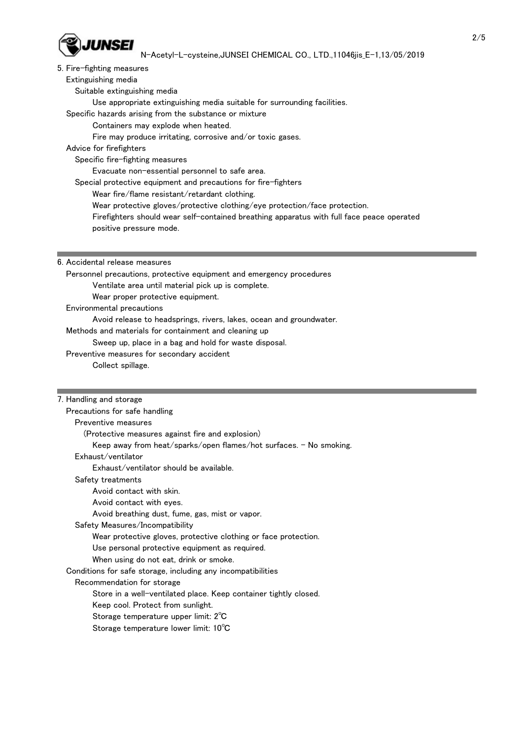## 5. Fire-fighting measures

### Extinguishing media

#### Suitable extinguishing media

Use appropriate extinguishing media suitable for surrounding facilities.

### Specific hazards arising from the substance or mixture

Containers may explode when heated.

Fire may produce irritating, corrosive and/or toxic gases.

### Advice for firefighters

#### Specific fire-fighting measures

Evacuate non-essential personnel to safe area.

#### Special protective equipment and precautions for fire-fighters

Wear fire/flame resistant/retardant clothing.

Wear protective gloves/protective clothing/eye protection/face protection.

Firefighters should wear self-contained breathing apparatus with full face peace operated positive pressure mode.

---

## 6. Accidental release measures

### Personnel precautions, protective equipment and emergency procedures

Ventilate area until material pick up is complete.

Wear proper protective equipment.

### Environmental precautions

Avoid release to headsprings, rivers, lakes, ocean and groundwater.

### Methods and materials for containment and cleaning up

Sweep up, place in a bag and hold for waste disposal.

### Preventive measures for secondary accident

Collect spillage.

---

## 7. Handling and storage

### Precautions for safe handling

#### Preventive measures

(Protective measures against fire and explosion)

Keep away from heat/sparks/open flames/hot surfaces. - No smoking.

#### Exhaust/ventilator

Exhaust/ventilator should be available.

#### Safety treatments

Avoid contact with skin.

Avoid contact with eyes.

Avoid breathing dust, fume, gas, mist or vapor.

#### Safety Measures/Incompatibility

Wear protective gloves, protective clothing or face protection.

Use personal protective equipment as required.

When using do not eat, drink or smoke.

### Conditions for safe storage, including any incompatibilities

#### Recommendation for storage

Store in a well-ventilated place. Keep container tightly closed.

Keep cool. Protect from sunlight.

Storage temperature upper limit: 2℃

Storage temperature lower limit: 10℃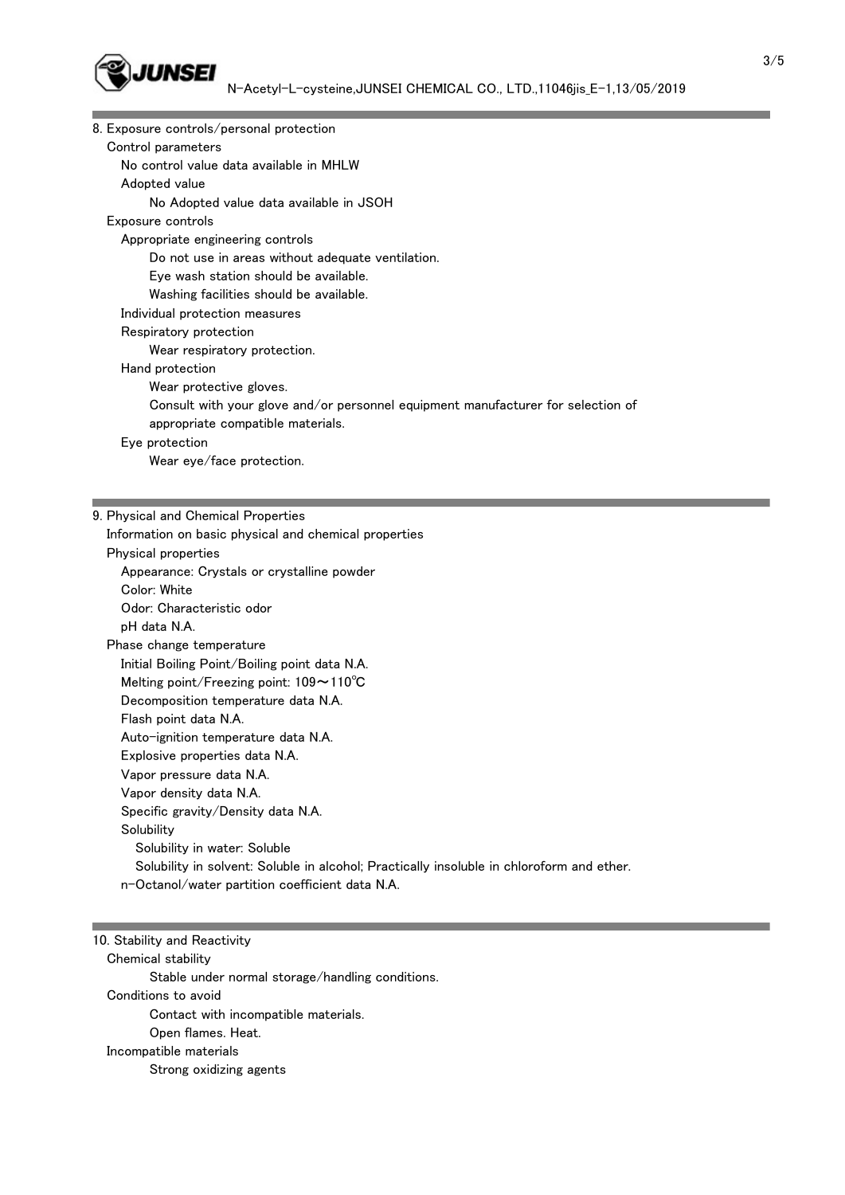## 8. Exposure controls/personal protection

Control parameters

No control value data available in MHLW

Adopted value

No Adopted value data available in JSOH

Exposure controls

Appropriate engineering controls

Do not use in areas without adequate ventilation.

Eye wash station should be available.

Washing facilities should be available.

Individual protection measures

Respiratory protection

Wear respiratory protection.

Hand protection

Wear protective gloves.

Consult with your glove and/or personnel equipment manufacturer for selection of appropriate compatible materials.

Eye protection

Wear eye/face protection.

## 9. Physical and Chemical Properties

Information on basic physical and chemical properties

Physical properties

Appearance: Crystals or crystalline powder

Color: White

Odor: Characteristic odor

pH data N.A.

Phase change temperature

Initial Boiling Point/Boiling point data N.A.

Melting point/Freezing point: 109～110℃

Decomposition temperature data N.A.

Flash point data N.A.

Auto-ignition temperature data N.A.

Explosive properties data N.A.

Vapor pressure data N.A.

Vapor density data N.A.

Specific gravity/Density data N.A.

Solubility

Solubility in water: Soluble

Solubility in solvent: Soluble in alcohol; Practically insoluble in chloroform and ether.

n-Octanol/water partition coefficient data N.A.

## 10. Stability and Reactivity

Chemical stability

Stable under normal storage/handling conditions.

Conditions to avoid

Contact with incompatible materials.

Open flames. Heat.

Incompatible materials

Strong oxidizing agents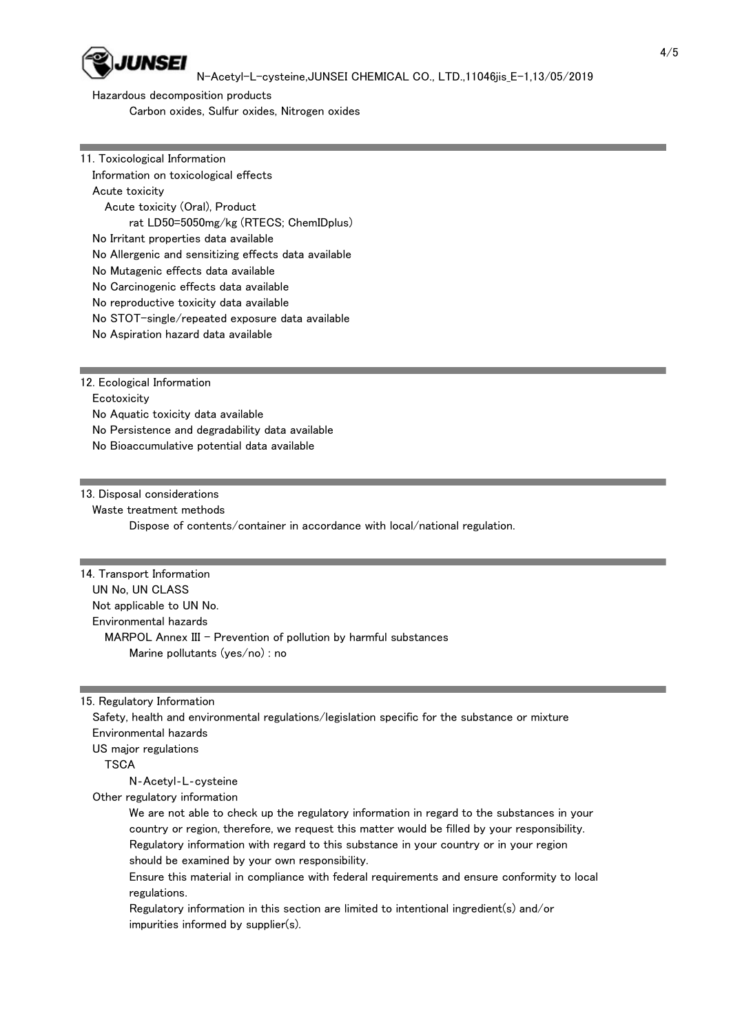Hazardous decomposition products

Carbon oxides, Sulfur oxides, Nitrogen oxides

## 11. Toxicological Information

Information on toxicological effects

Acute toxicity

Acute toxicity (Oral), Product

rat LD50=5050mg/kg (RTECS; ChemIDplus)

No Irritant properties data available

No Allergenic and sensitizing effects data available

No Mutagenic effects data available

No Carcinogenic effects data available

No reproductive toxicity data available

No STOT-single/repeated exposure data available

No Aspiration hazard data available

## 12. Ecological Information

Ecotoxicity

No Aquatic toxicity data available

No Persistence and degradability data available

No Bioaccumulative potential data available

## 13. Disposal considerations

Waste treatment methods

Dispose of contents/container in accordance with local/national regulation.

## 14. Transport Information

UN No, UN CLASS

Not applicable to UN No.

Environmental hazards

MARPOL Annex III - Prevention of pollution by harmful substances

Marine pollutants (yes/no) : no

## 15. Regulatory Information

Safety, health and environmental regulations/legislation specific for the substance or mixture

Environmental hazards

US major regulations

TSCA

N-Acetyl-L-cysteine

Other regulatory information

We are not able to check up the regulatory information in regard to the substances in your country or region, therefore, we request this matter would be filled by your responsibility.
Regulatory information with regard to this substance in your country or in your region should be examined by your own responsibility.
Ensure this material in compliance with federal requirements and ensure conformity to local regulations.
Regulatory information in this section are limited to intentional ingredient(s) and/or impurities informed by supplier(s).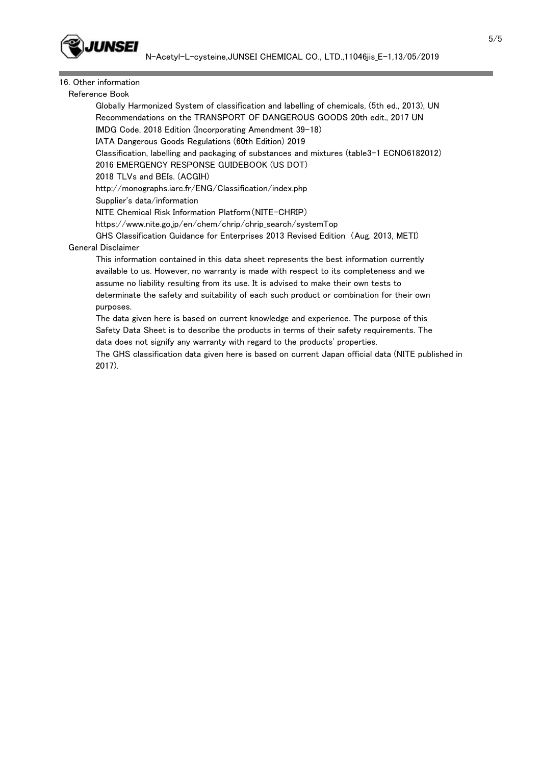## 16. Other information

### Reference Book

Globally Harmonized System of classification and labelling of chemicals, (5th ed., 2013), UN
Recommendations on the TRANSPORT OF DANGEROUS GOODS 20th edit., 2017 UN
IMDG Code, 2018 Edition (Incorporating Amendment 39-18)
IATA Dangerous Goods Regulations (60th Edition) 2019
Classification, labelling and packaging of substances and mixtures (table3-1 ECNO6182012)
2016 EMERGENCY RESPONSE GUIDEBOOK (US DOT)
2018 TLVs and BEIs. (ACGIH)
http://monographs.iarc.fr/ENG/Classification/index.php
Supplier's data/information
NITE Chemical Risk Information Platform(NITE-CHRIP)
https://www.nite.go.jp/en/chem/chrip/chrip_search/systemTop
GHS Classification Guidance for Enterprises 2013 Revised Edition (Aug. 2013, METI)

### General Disclaimer

This information contained in this data sheet represents the best information currently available to us. However, no warranty is made with respect to its completeness and we assume no liability resulting from its use. It is advised to make their own tests to determinate the safety and suitability of each such product or combination for their own purposes.

The data given here is based on current knowledge and experience. The purpose of this Safety Data Sheet is to describe the products in terms of their safety requirements. The data does not signify any warranty with regard to the products' properties.

The GHS classification data given here is based on current Japan official data (NITE published in 2017).